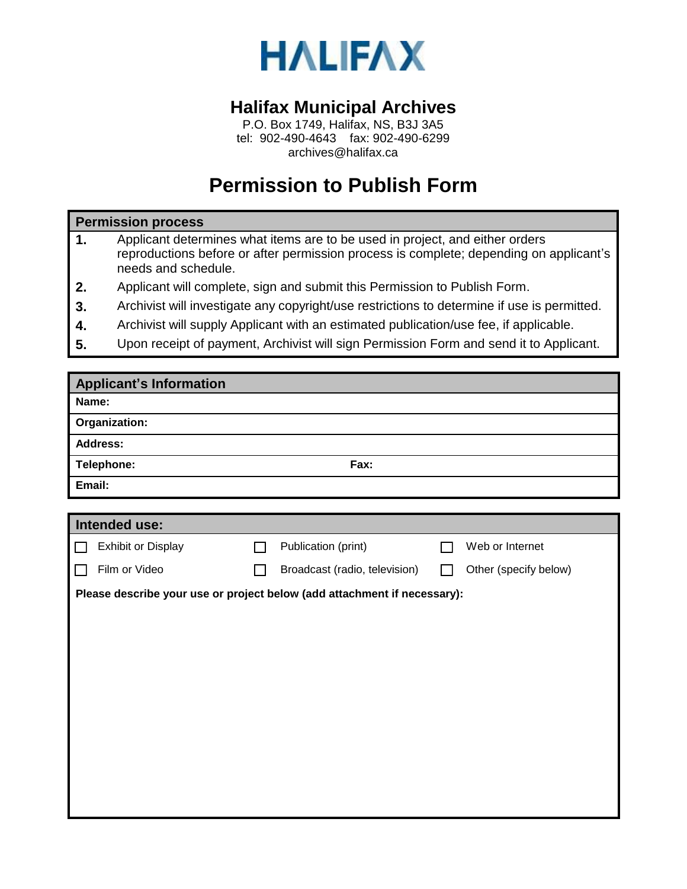# HALIFAX

## Halifax Municipal Archives

P.O. Box 1749, Halifax, NS, B3J 3A5
tel: 902-490-4643 fax: 902-490-6299
archives@halifax.ca

# Permission to Publish Form

**Permission process**

1. Applicant determines what items are to be used in project, and either orders reproductions before or after permission process is complete; depending on applicant's needs and schedule.
2. Applicant will complete, sign and submit this Permission to Publish Form.
3. Archivist will investigate any copyright/use restrictions to determine if use is permitted.
4. Archivist will supply Applicant with an estimated publication/use fee, if applicable.
5. Upon receipt of payment, Archivist will sign Permission Form and send it to Applicant.

**Applicant's Information**

| | |
|---|---|
| **Name:** | |
| **Organization:** | |
| **Address:** | |
| **Telephone:** | **Fax:** |
| **Email:** | |

**Intended use:**

| | | |
|---|---|---|
| ☐ Exhibit or Display | ☐ Publication (print) | ☐ Web or Internet |
| ☐ Film or Video | ☐ Broadcast (radio, television) | ☐ Other (specify below) |

**Please describe your use or project below (add attachment if necessary):**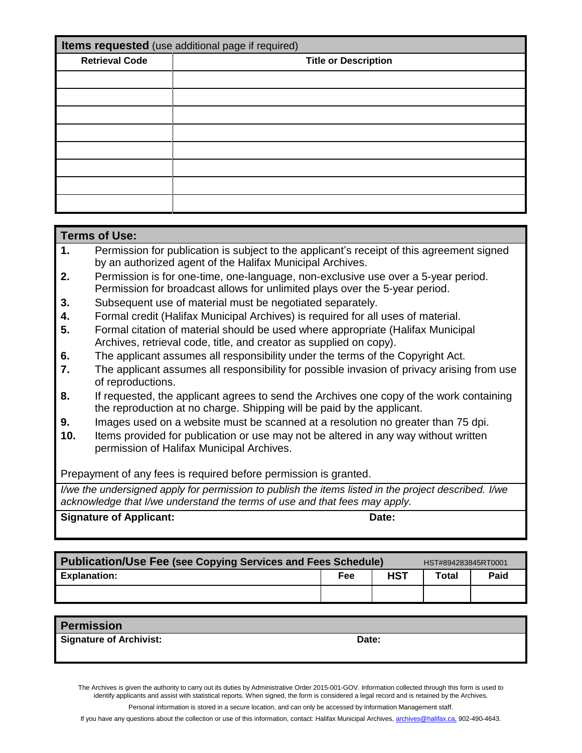| **Items requested** (use additional page if required) | |
|---|---|
| **Retrieval Code** | **Title or Description** |
| | |
| | |
| | |
| | |
| | |
| | |
| | |
| | |

## Terms of Use:

1. Permission for publication is subject to the applicant's receipt of this agreement signed by an authorized agent of the Halifax Municipal Archives.
2. Permission is for one-time, one-language, non-exclusive use over a 5-year period. Permission for broadcast allows for unlimited plays over the 5-year period.
3. Subsequent use of material must be negotiated separately.
4. Formal credit (Halifax Municipal Archives) is required for all uses of material.
5. Formal citation of material should be used where appropriate (Halifax Municipal Archives, retrieval code, title, and creator as supplied on copy).
6. The applicant assumes all responsibility under the terms of the Copyright Act.
7. The applicant assumes all responsibility for possible invasion of privacy arising from use of reproductions.
8. If requested, the applicant agrees to send the Archives one copy of the work containing the reproduction at no charge. Shipping will be paid by the applicant.
9. Images used on a website must be scanned at a resolution no greater than 75 dpi.
10. Items provided for publication or use may not be altered in any way without written permission of Halifax Municipal Archives.

Prepayment of any fees is required before permission is granted.

*I/we the undersigned apply for permission to publish the items listed in the project described. I/we acknowledge that I/we understand the terms of use and that fees may apply.*

**Signature of Applicant:** **Date:**

| **Publication/Use Fee (see Copying Services and Fees Schedule)** | | | HST#894283845RT0001 | |
|---|---|---|---|---|
| **Explanation:** | **Fee** | **HST** | **Total** | **Paid** |
| | | | | |

## Permission

**Signature of Archivist:** **Date:**

The Archives is given the authority to carry out its duties by Administrative Order 2015-001-GOV. Information collected through this form is used to identify applicants and assist with statistical reports. When signed, the form is considered a legal record and is retained by the Archives.

Personal information is stored in a secure location, and can only be accessed by Information Management staff.

If you have any questions about the collection or use of this information, contact: Halifax Municipal Archives, archives@halifax.ca, 902-490-4643.